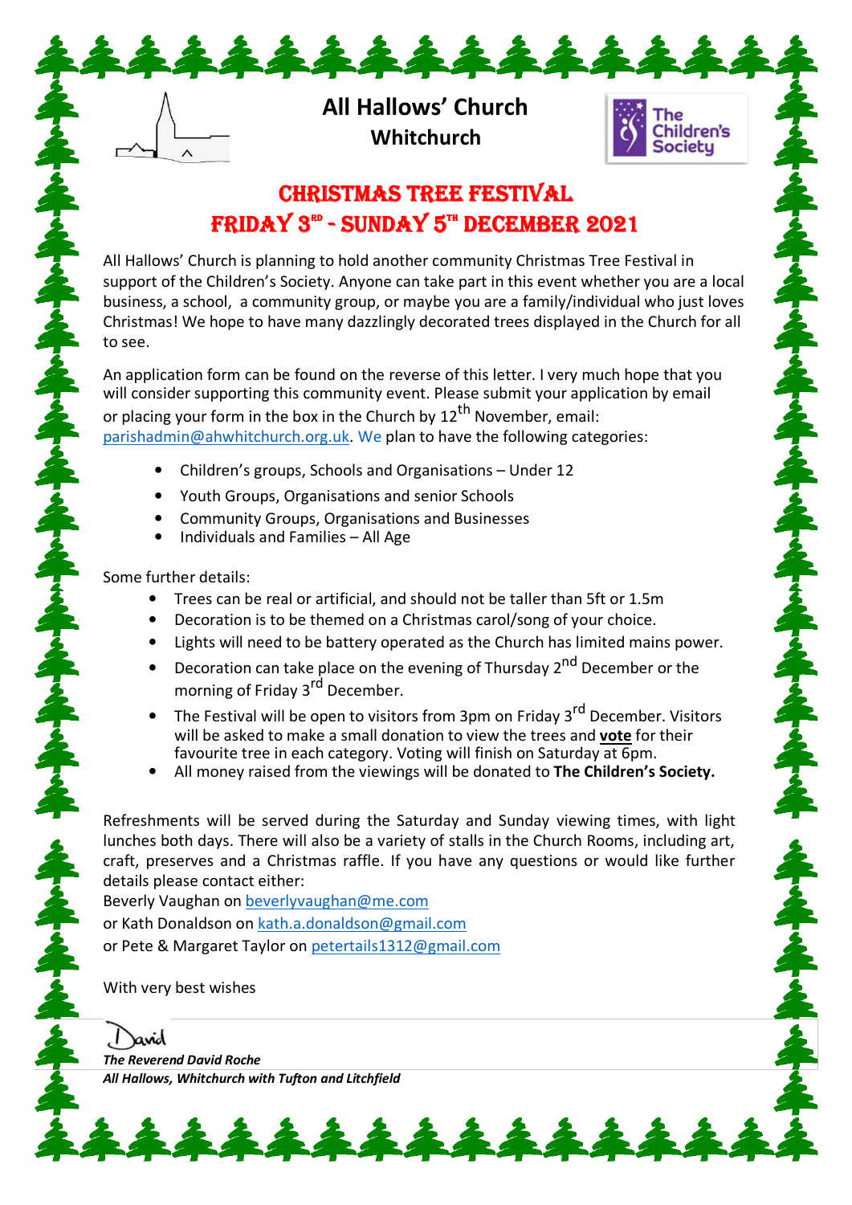# All Hallows' Church
## Whitchurch

The Children's Society

## CHRISTMAS TREE FESTIVAL
## FRIDAY 3RD - SUNDAY 5TH DECEMBER 2021

All Hallows' Church is planning to hold another community Christmas Tree Festival in support of the Children's Society. Anyone can take part in this event whether you are a local business, a school, a community group, or maybe you are a family/individual who just loves Christmas! We hope to have many dazzlingly decorated trees displayed in the Church for all to see.

An application form can be found on the reverse of this letter. I very much hope that you will consider supporting this community event. Please submit your application by email or placing your form in the box in the Church by 12th November, email: parishadmin@ahwhitchurch.org.uk. We plan to have the following categories:

- Children's groups, Schools and Organisations – Under 12
- Youth Groups, Organisations and senior Schools
- Community Groups, Organisations and Businesses
- Individuals and Families – All Age

Some further details:

- Trees can be real or artificial, and should not be taller than 5ft or 1.5m
- Decoration is to be themed on a Christmas carol/song of your choice.
- Lights will need to be battery operated as the Church has limited mains power.
- Decoration can take place on the evening of Thursday 2nd December or the morning of Friday 3rd December.
- The Festival will be open to visitors from 3pm on Friday 3rd December. Visitors will be asked to make a small donation to view the trees and **vote** for their favourite tree in each category. Voting will finish on Saturday at 6pm.
- All money raised from the viewings will be donated to **The Children's Society.**

Refreshments will be served during the Saturday and Sunday viewing times, with light lunches both days. There will also be a variety of stalls in the Church Rooms, including art, craft, preserves and a Christmas raffle. If you have any questions or would like further details please contact either:

Beverly Vaughan on beverlyvaughan@me.com

or Kath Donaldson on kath.a.donaldson@gmail.com

or Pete & Margaret Taylor on petertails1312@gmail.com

With very best wishes

David

***The Reverend David Roche***

***All Hallows, Whitchurch with Tufton and Litchfield***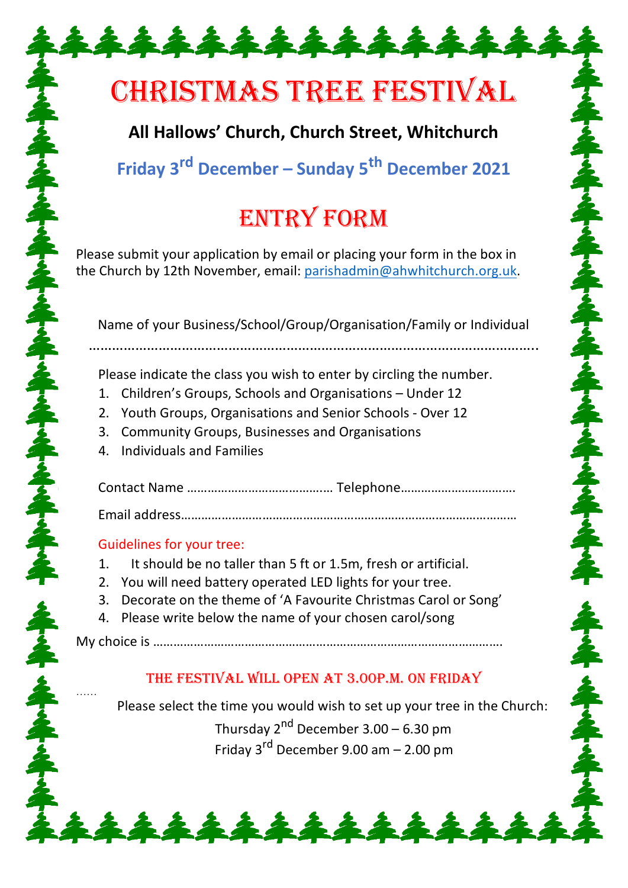# Christmas Tree Festival

**All Hallows' Church, Church Street, Whitchurch**

**Friday 3rd December – Sunday 5th December 2021**

## Entry Form

Please submit your application by email or placing your form in the box in the Church by 12th November, email: parishadmin@ahwhitchurch.org.uk.

Name of your Business/School/Group/Organisation/Family or Individual

……………………………………………………………………………………………………..

Please indicate the class you wish to enter by circling the number.

1. Children's Groups, Schools and Organisations – Under 12
2. Youth Groups, Organisations and Senior Schools - Over 12
3. Community Groups, Businesses and Organisations
4. Individuals and Families

Contact Name …………………………………… Telephone……………………………

Email address……………………………………………………………………………………

Guidelines for your tree:

1. It should be no taller than 5 ft or 1.5m, fresh or artificial.
2. You will need battery operated LED lights for your tree.
3. Decorate on the theme of 'A Favourite Christmas Carol or Song'
4. Please write below the name of your chosen carol/song

My choice is ……………………………………………………………………………………….

### The Festival will open at 3.00p.m. on Friday

……

Please select the time you would wish to set up your tree in the Church:

Thursday 2nd December 3.00 – 6.30 pm

Friday 3rd December 9.00 am – 2.00 pm